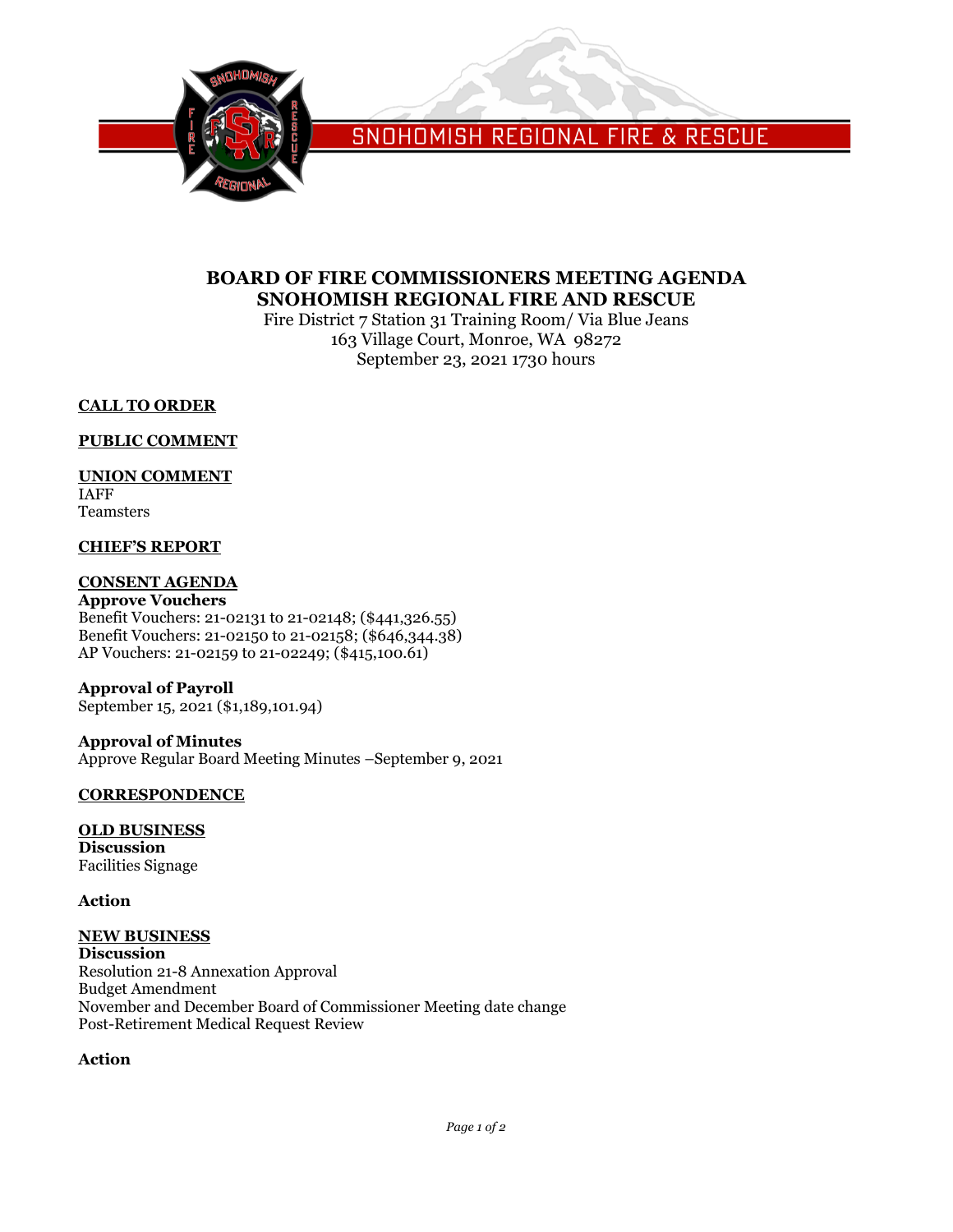SNOHOMISH REGIONAL FIRE & RESCUE

# BOARD OF FIRE COMMISSIONERS MEETING AGENDA
# SNOHOMISH REGIONAL FIRE AND RESCUE

Fire District 7 Station 31 Training Room/ Via Blue Jeans
163 Village Court, Monroe, WA 98272
September 23, 2021 1730 hours

## CALL TO ORDER

## PUBLIC COMMENT

## UNION COMMENT

IAFF
Teamsters

## CHIEF'S REPORT

## CONSENT AGENDA

**Approve Vouchers**
Benefit Vouchers: 21-02131 to 21-02148; ($441,326.55)
Benefit Vouchers: 21-02150 to 21-02158; ($646,344.38)
AP Vouchers: 21-02159 to 21-02249; ($415,100.61)

**Approval of Payroll**
September 15, 2021 ($1,189,101.94)

**Approval of Minutes**
Approve Regular Board Meeting Minutes –September 9, 2021

## CORRESPONDENCE

## OLD BUSINESS

**Discussion**
Facilities Signage

**Action**

## NEW BUSINESS

**Discussion**
Resolution 21-8 Annexation Approval
Budget Amendment
November and December Board of Commissioner Meeting date change
Post-Retirement Medical Request Review

**Action**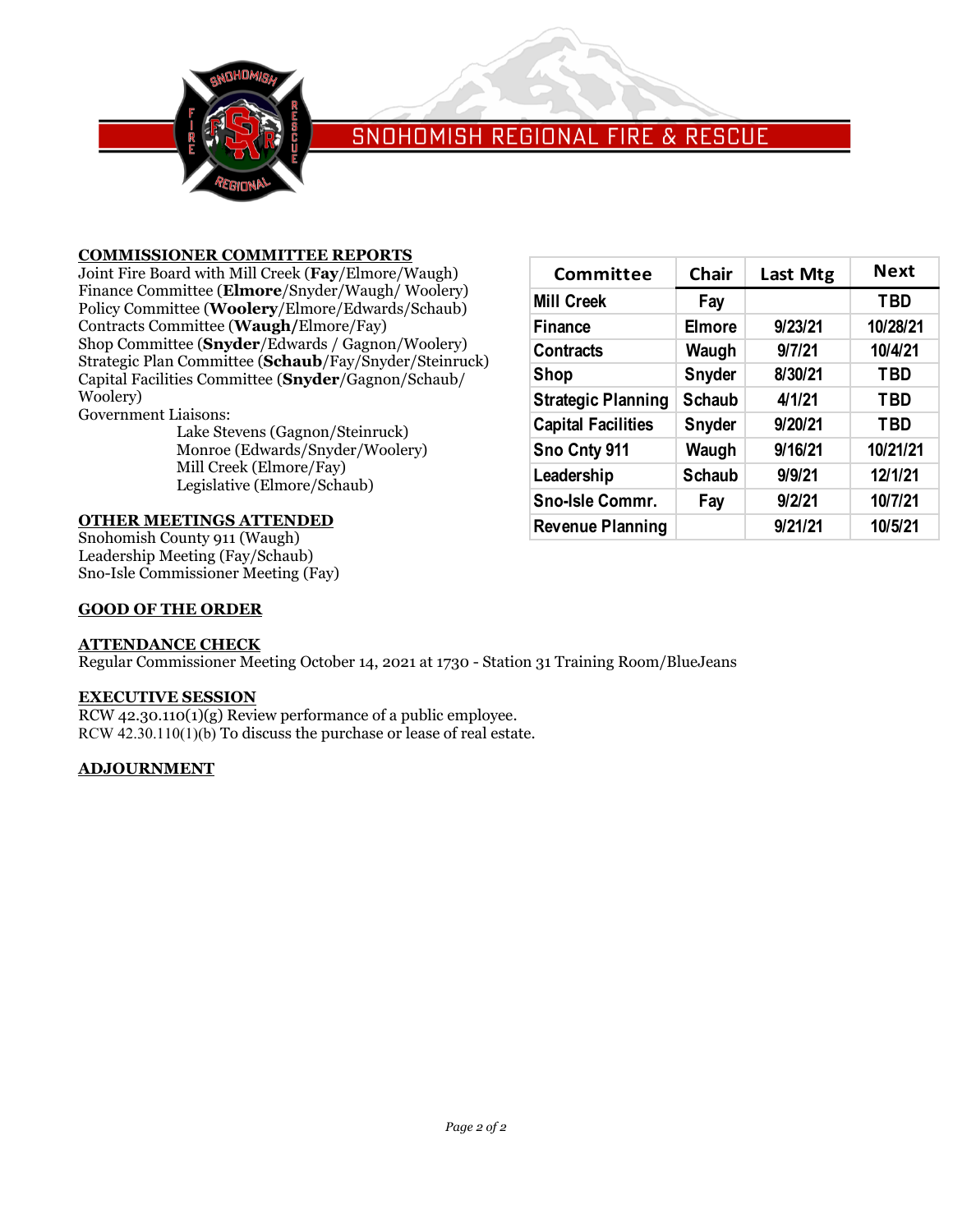SNOHOMISH REGIONAL FIRE & RESCUE

**COMMISSIONER COMMITTEE REPORTS**

Joint Fire Board with Mill Creek (**Fay**/Elmore/Waugh)
Finance Committee (**Elmore**/Snyder/Waugh/ Woolery)
Policy Committee (**Woolery**/Elmore/Edwards/Schaub)
Contracts Committee (**Waugh/**Elmore/Fay)
Shop Committee (**Snyder**/Edwards / Gagnon/Woolery)
Strategic Plan Committee (**Schaub**/Fay/Snyder/Steinruck)
Capital Facilities Committee (**Snyder**/Gagnon/Schaub/ Woolery)
Government Liaisons:
  Lake Stevens (Gagnon/Steinruck)
  Monroe (Edwards/Snyder/Woolery)
  Mill Creek (Elmore/Fay)
  Legislative (Elmore/Schaub)

| Committee | Chair | Last Mtg | Next |
|---|---|---|---|
| Mill Creek | Fay | | TBD |
| Finance | Elmore | 9/23/21 | 10/28/21 |
| Contracts | Waugh | 9/7/21 | 10/4/21 |
| Shop | Snyder | 8/30/21 | TBD |
| Strategic Planning | Schaub | 4/1/21 | TBD |
| Capital Facilities | Snyder | 9/20/21 | TBD |
| Sno Cnty 911 | Waugh | 9/16/21 | 10/21/21 |
| Leadership | Schaub | 9/9/21 | 12/1/21 |
| Sno-Isle Commr. | Fay | 9/2/21 | 10/7/21 |
| Revenue Planning | | 9/21/21 | 10/5/21 |

**OTHER MEETINGS ATTENDED**

Snohomish County 911 (Waugh)
Leadership Meeting (Fay/Schaub)
Sno-Isle Commissioner Meeting (Fay)

**GOOD OF THE ORDER**

**ATTENDANCE CHECK**

Regular Commissioner Meeting October 14, 2021 at 1730 - Station 31 Training Room/BlueJeans

**EXECUTIVE SESSION**

RCW 42.30.110(1)(g) Review performance of a public employee.
RCW 42.30.110(1)(b) To discuss the purchase or lease of real estate.

**ADJOURNMENT**